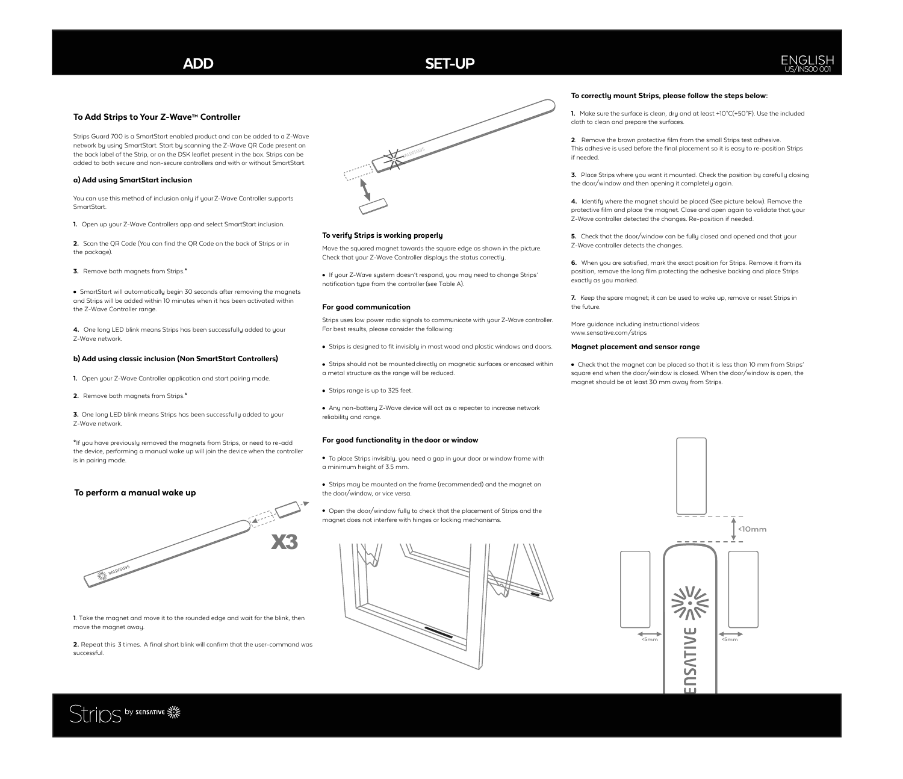# ADD

## To Add Strips to Your Z-Wave™ Controller

Strips Guard 700 is a SmartStart enabled product and can be added to a Z-Wave network by using SmartStart. Start by scanning the Z-Wave QR Code present on the back label of the Strip, or on the DSK leaflet present in the box. Strips can be added to both secure and non-secure controllers and with or without SmartStart.

### a) Add using SmartStart inclusion

You can use this method of inclusion only if your Z-Wave Controller supports SmartStart.

**1.** Open up your Z-Wave Controllers app and select SmartStart inclusion.

**2.** Scan the QR Code (You can find the QR Code on the back of Strips or in the package).

**3.** Remove both magnets from Strips.*

- SmartStart will automatically begin 30 seconds after removing the magnets and Strips will be added within 10 minutes when it has been activated within the Z-Wave Controller range.

**4.** One long LED blink means Strips has been successfully added to your Z-Wave network.

### b) Add using classic inclusion (Non SmartStart Controllers)

**1.** Open your Z-Wave Controller application and start pairing mode.

**2.** Remove both magnets from Strips.*

**3.** One long LED blink means Strips has been successfully added to your Z-Wave network.

*If you have previously removed the magnets from Strips, or need to re-add the device, performing a manual wake up will join the device when the controller is in pairing mode.

## To perform a manual wake up

X3

**1**. Take the magnet and move it to the rounded edge and wait for the blink, then move the magnet away.

**2.** Repeat this 3 times. A final short blink will confirm that the user-command was successful.

# SET-UP

### To verify Strips is working properly

Move the squared magnet towards the square edge as shown in the picture. Check that your Z-Wave Controller displays the status correctly.

- If your Z-Wave system doesn't respond, you may need to change Strips' notification type from the controller (see Table A).

### For good communication

Strips uses low power radio signals to communicate with your Z-Wave controller. For best results, please consider the following:

- Strips is designed to fit invisibly in most wood and plastic windows and doors.
- Strips should not be mounted directly on magnetic surfaces or encased within a metal structure as the range will be reduced.
- Strips range is up to 325 feet.
- Any non-battery Z-Wave device will act as a repeater to increase network reliability and range.

### For good functionality in the door or window

- To place Strips invisibly, you need a gap in your door or window frame with a minimum height of 3.5 mm.
- Strips may be mounted on the frame (recommended) and the magnet on the door/window, or vice versa.
- Open the door/window fully to check that the placement of Strips and the magnet does not interfere with hinges or locking mechanisms.

# ENGLISH

US/INS00 001

### To correctly mount Strips, please follow the steps below:

**1.** Make sure the surface is clean, dry and at least +10°C(+50°F). Use the included cloth to clean and prepare the surfaces.

**2**. Remove the brown protective film from the small Strips test adhesive. This adhesive is used before the final placement so it is easy to re-position Strips if needed.

**3.** Place Strips where you want it mounted. Check the position by carefully closing the door/window and then opening it completely again.

**4.** Identify where the magnet should be placed (See picture below). Remove the protective film and place the magnet. Close and open again to validate that your Z-Wave controller detected the changes. Re-position if needed.

**5.** Check that the door/window can be fully closed and opened and that your Z-Wave controller detects the changes.

**6.** When you are satisfied, mark the exact position for Strips. Remove it from its position, remove the long film protecting the adhesive backing and place Strips exactly as you marked.

**7.** Keep the spare magnet; it can be used to wake up, remove or reset Strips in the future.

More guidance including instructional videos: www.sensative.com/strips

### Magnet placement and sensor range

- Check that the magnet can be placed so that it is less than 10 mm from Strips' square end when the door/window is closed. When the door/window is open, the magnet should be at least 30 mm away from Strips.

<10mm

<5mm

<5mm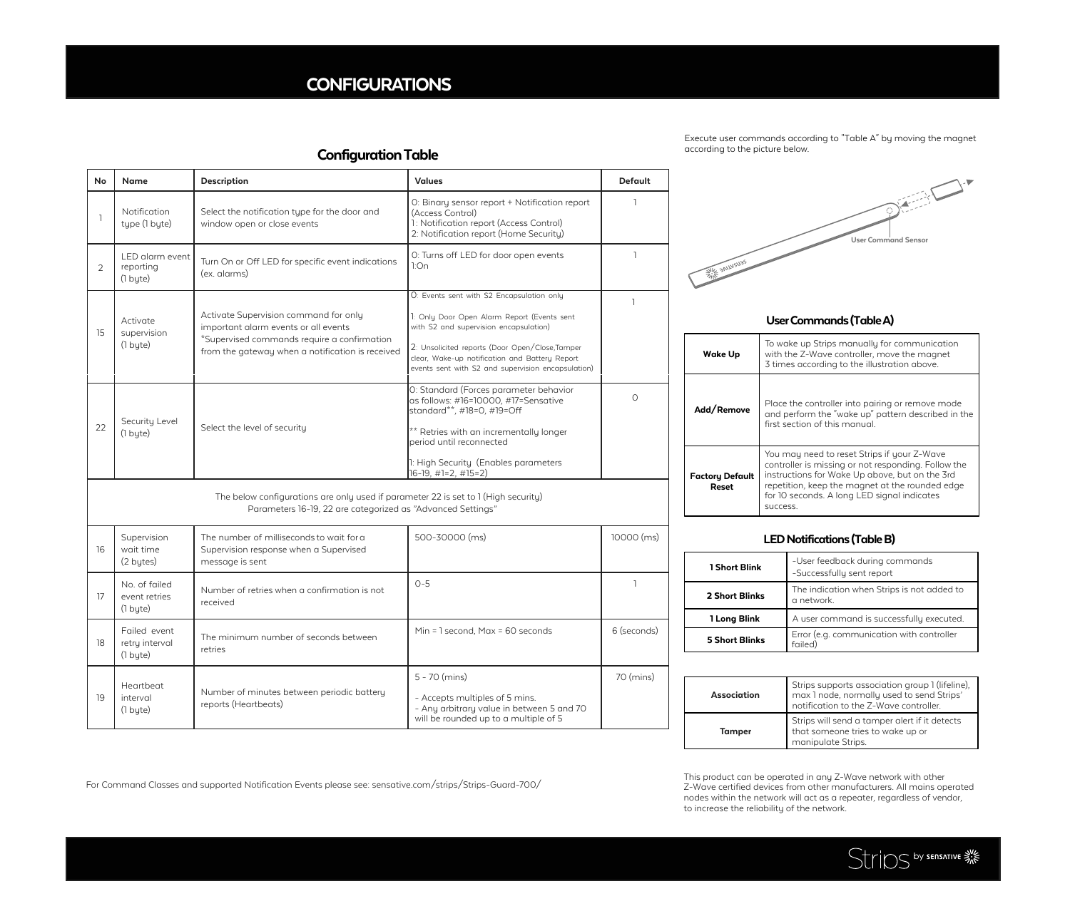# CONFIGURATIONS

## Configuration Table

| No | Name | Description | Values | Default |
|---|---|---|---|---|
| 1 | Notification type (1 byte) | Select the notification type for the door and window open or close events | 0: Binary sensor report + Notification report (Access Control)<br>1: Notification report (Access Control)<br>2: Notification report (Home Security) | 1 |
| 2 | LED alarm event reporting (1 byte) | Turn On or Off LED for specific event indications (ex. alarms) | 0: Turns off LED for door open events<br>1:On | 1 |
| 15 | Activate supervision (1 byte) | Activate Supervision command for only important alarm events or all events<br>*Supervised commands require a confirmation from the gateway when a notification is received | 0: Events sent with S2 Encapsulation only<br>1: Only Door Open Alarm Report (Events sent with S2 and supervision encapsulation)<br>2: Unsolicited reports (Door Open/Close,Tamper clear, Wake-up notification and Battery Report events sent with S2 and supervision encapsulation) | 1 |
| 22 | Security Level (1 byte) | Select the level of security | 0: Standard (Forces parameter behavior as follows: #16=10000, #17=Sensative standard**, #18=0, #19=Off<br>** Retries with an incrementally longer period until reconnected<br>1: High Security (Enables parameters 16-19, #1=2, #15=2) | 0 |
| The below configurations are only used if parameter 22 is set to 1 (High security)<br>Parameters 16-19, 22 are categorized as "Advanced Settings" | | | | |
| 16 | Supervision wait time (2 bytes) | The number of milliseconds to wait for a Supervision response when a Supervised message is sent | 500-30000 (ms) | 10000 (ms) |
| 17 | No. of failed event retries (1 byte) | Number of retries when a confirmation is not received | 0-5 | 1 |
| 18 | Failed event retry interval (1 byte) | The minimum number of seconds between retries | Min = 1 second, Max = 60 seconds | 6 (seconds) |
| 19 | Heartbeat interval (1 byte) | Number of minutes between periodic battery reports (Heartbeats) | 5 - 70 (mins)<br>- Accepts multiples of 5 mins.<br>- Any arbitrary value in between 5 and 70 will be rounded up to a multiple of 5 | 70 (mins) |

For Command Classes and supported Notification Events please see: sensative.com/strips/Strips-Guard-700/

Execute user commands according to "Table A" by moving the magnet according to the picture below.

User Command Sensor

### User Commands (Table A)

| | |
|---|---|
| **Wake Up** | To wake up Strips manually for communication with the Z-Wave controller, move the magnet 3 times according to the illustration above. |
| **Add/Remove** | Place the controller into pairing or remove mode and perform the "wake up" pattern described in the first section of this manual. |
| **Factory Default Reset** | You may need to reset Strips if your Z-Wave controller is missing or not responding. Follow the instructions for Wake Up above, but on the 3rd repetition, keep the magnet at the rounded edge for 10 seconds. A long LED signal indicates success. |

### LED Notifications (Table B)

| | |
|---|---|
| **1 Short Blink** | -User feedback during commands<br>-Successfully sent report |
| **2 Short Blinks** | The indication when Strips is not added to a network. |
| **1 Long Blink** | A user command is successfully executed. |
| **5 Short Blinks** | Error (e.g. communication with controller failed) |

| | |
|---|---|
| **Association** | Strips supports association group 1 (lifeline), max 1 node, normally used to send Strips' notification to the Z-Wave controller. |
| **Tamper** | Strips will send a tamper alert if it detects that someone tries to wake up or manipulate Strips. |

This product can be operated in any Z-Wave network with other Z-Wave certified devices from other manufacturers. All mains operated nodes within the network will act as a repeater, regardless of vendor, to increase the reliability of the network.